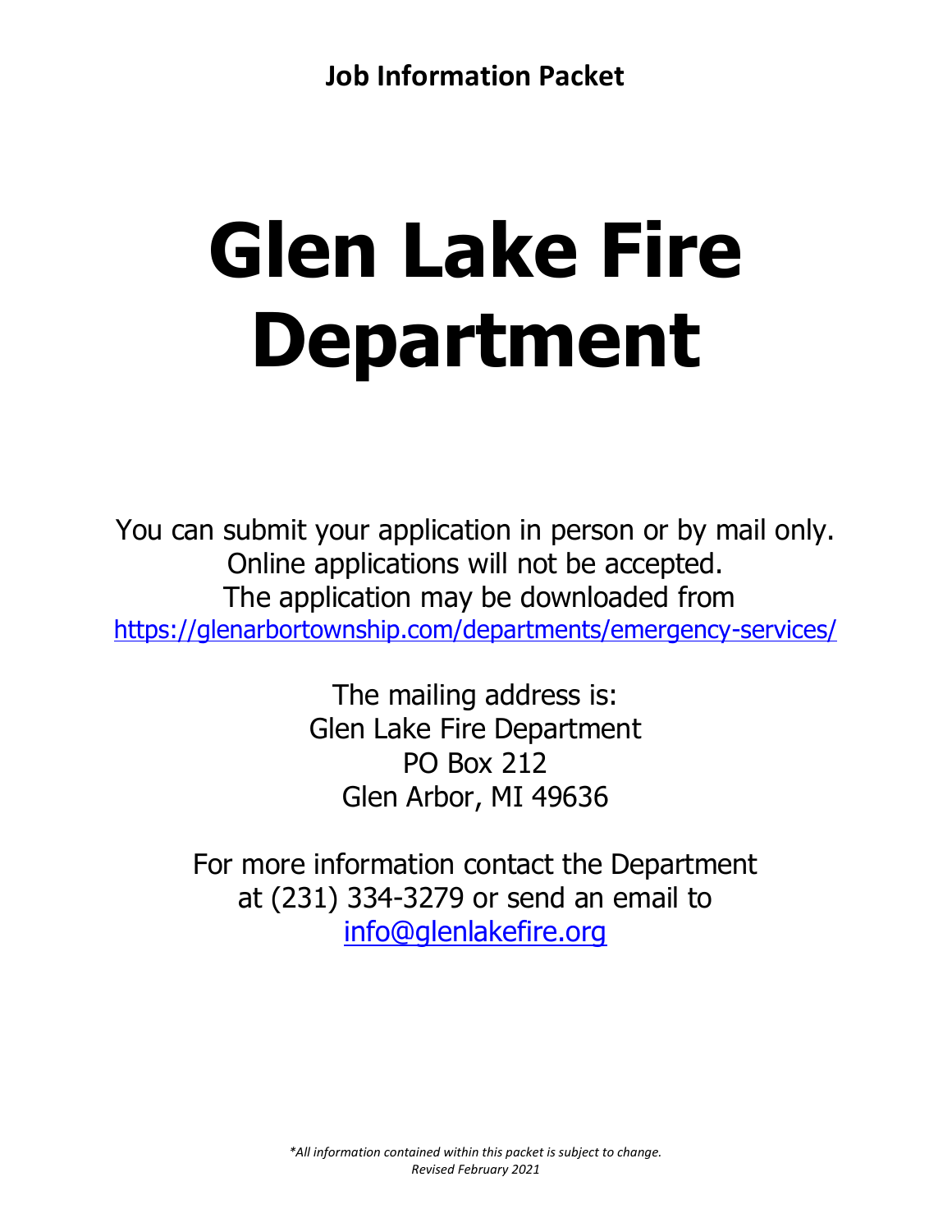**Job Information Packet**

# Glen Lake Fire Department

You can submit your application in person or by mail only.
Online applications will not be accepted.
The application may be downloaded from
https://glenarbortownship.com/departments/emergency-services/

The mailing address is:
Glen Lake Fire Department
PO Box 212
Glen Arbor, MI 49636

For more information contact the Department at (231) 334-3279 or send an email to info@glenlakefire.org

*\*All information contained within this packet is subject to change.*
*Revised February 2021*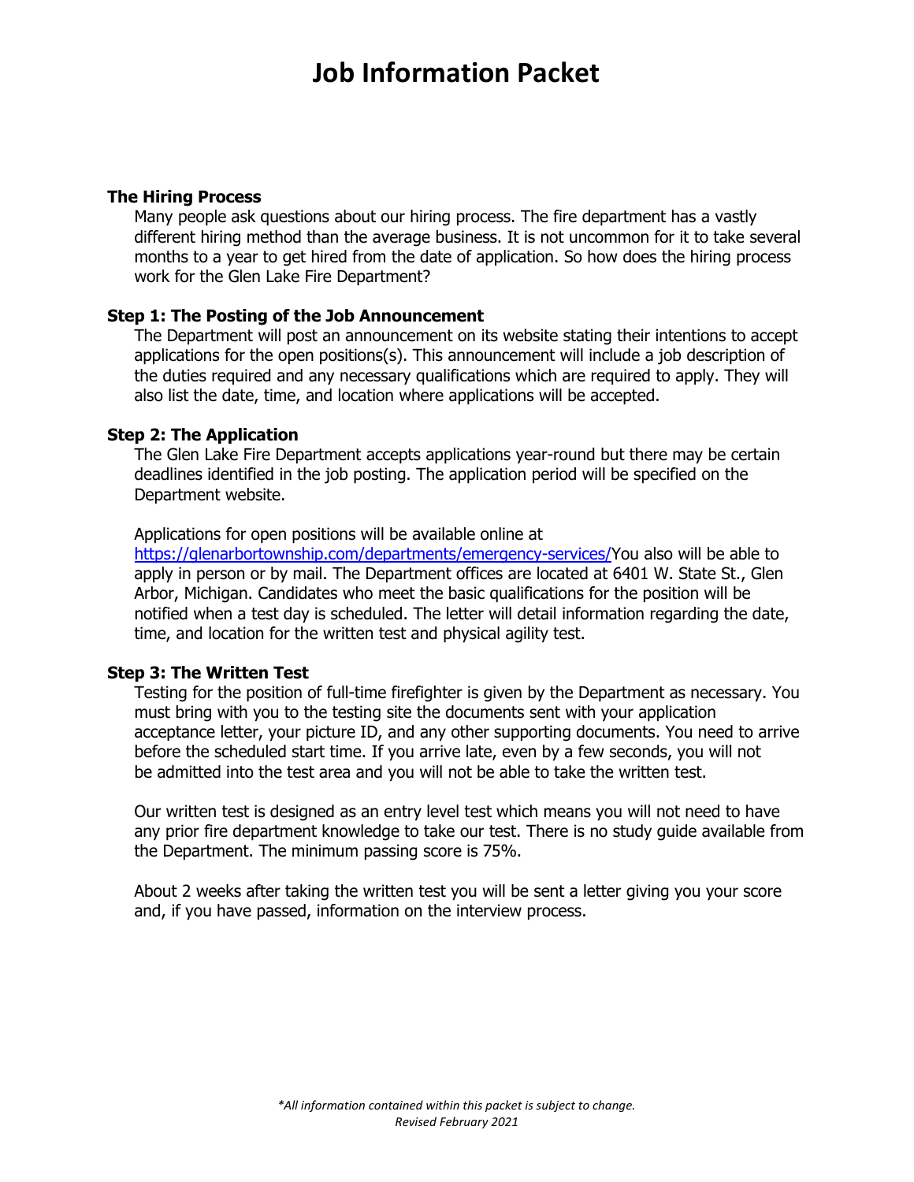# Job Information Packet

### The Hiring Process

Many people ask questions about our hiring process. The fire department has a vastly different hiring method than the average business. It is not uncommon for it to take several months to a year to get hired from the date of application. So how does the hiring process work for the Glen Lake Fire Department?

### Step 1: The Posting of the Job Announcement

The Department will post an announcement on its website stating their intentions to accept applications for the open positions(s). This announcement will include a job description of the duties required and any necessary qualifications which are required to apply. They will also list the date, time, and location where applications will be accepted.

### Step 2: The Application

The Glen Lake Fire Department accepts applications year-round but there may be certain deadlines identified in the job posting. The application period will be specified on the Department website.

Applications for open positions will be available online at https://glenarbortownship.com/departments/emergency-services/You also will be able to apply in person or by mail. The Department offices are located at 6401 W. State St., Glen Arbor, Michigan. Candidates who meet the basic qualifications for the position will be notified when a test day is scheduled. The letter will detail information regarding the date, time, and location for the written test and physical agility test.

### Step 3: The Written Test

Testing for the position of full-time firefighter is given by the Department as necessary. You must bring with you to the testing site the documents sent with your application acceptance letter, your picture ID, and any other supporting documents. You need to arrive before the scheduled start time. If you arrive late, even by a few seconds, you will not be admitted into the test area and you will not be able to take the written test.

Our written test is designed as an entry level test which means you will not need to have any prior fire department knowledge to take our test. There is no study guide available from the Department. The minimum passing score is 75%.

About 2 weeks after taking the written test you will be sent a letter giving you your score and, if you have passed, information on the interview process.

*\*All information contained within this packet is subject to change.*
*Revised February 2021*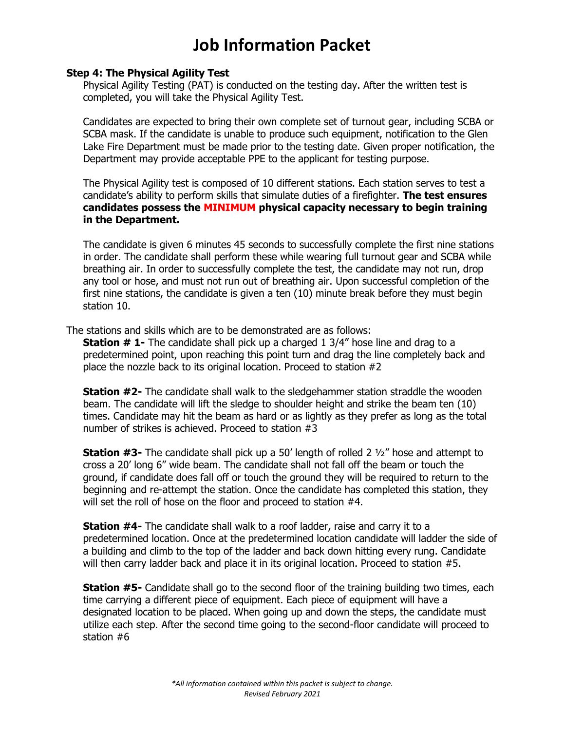# Job Information Packet

**Step 4: The Physical Agility Test**

Physical Agility Testing (PAT) is conducted on the testing day. After the written test is completed, you will take the Physical Agility Test.

Candidates are expected to bring their own complete set of turnout gear, including SCBA or SCBA mask. If the candidate is unable to produce such equipment, notification to the Glen Lake Fire Department must be made prior to the testing date. Given proper notification, the Department may provide acceptable PPE to the applicant for testing purpose.

The Physical Agility test is composed of 10 different stations. Each station serves to test a candidate's ability to perform skills that simulate duties of a firefighter. **The test ensures candidates possess the MINIMUM physical capacity necessary to begin training in the Department.**

The candidate is given 6 minutes 45 seconds to successfully complete the first nine stations in order. The candidate shall perform these while wearing full turnout gear and SCBA while breathing air. In order to successfully complete the test, the candidate may not run, drop any tool or hose, and must not run out of breathing air. Upon successful completion of the first nine stations, the candidate is given a ten (10) minute break before they must begin station 10.

The stations and skills which are to be demonstrated are as follows:

**Station # 1-** The candidate shall pick up a charged 1 3/4" hose line and drag to a predetermined point, upon reaching this point turn and drag the line completely back and place the nozzle back to its original location. Proceed to station #2

**Station #2-** The candidate shall walk to the sledgehammer station straddle the wooden beam. The candidate will lift the sledge to shoulder height and strike the beam ten (10) times. Candidate may hit the beam as hard or as lightly as they prefer as long as the total number of strikes is achieved. Proceed to station #3

**Station #3-** The candidate shall pick up a 50' length of rolled 2 ½" hose and attempt to cross a 20' long 6" wide beam. The candidate shall not fall off the beam or touch the ground, if candidate does fall off or touch the ground they will be required to return to the beginning and re-attempt the station. Once the candidate has completed this station, they will set the roll of hose on the floor and proceed to station #4.

**Station #4-** The candidate shall walk to a roof ladder, raise and carry it to a predetermined location. Once at the predetermined location candidate will ladder the side of a building and climb to the top of the ladder and back down hitting every rung. Candidate will then carry ladder back and place it in its original location. Proceed to station #5.

**Station #5-** Candidate shall go to the second floor of the training building two times, each time carrying a different piece of equipment. Each piece of equipment will have a designated location to be placed. When going up and down the steps, the candidate must utilize each step. After the second time going to the second-floor candidate will proceed to station #6

*\*All information contained within this packet is subject to change.*
*Revised February 2021*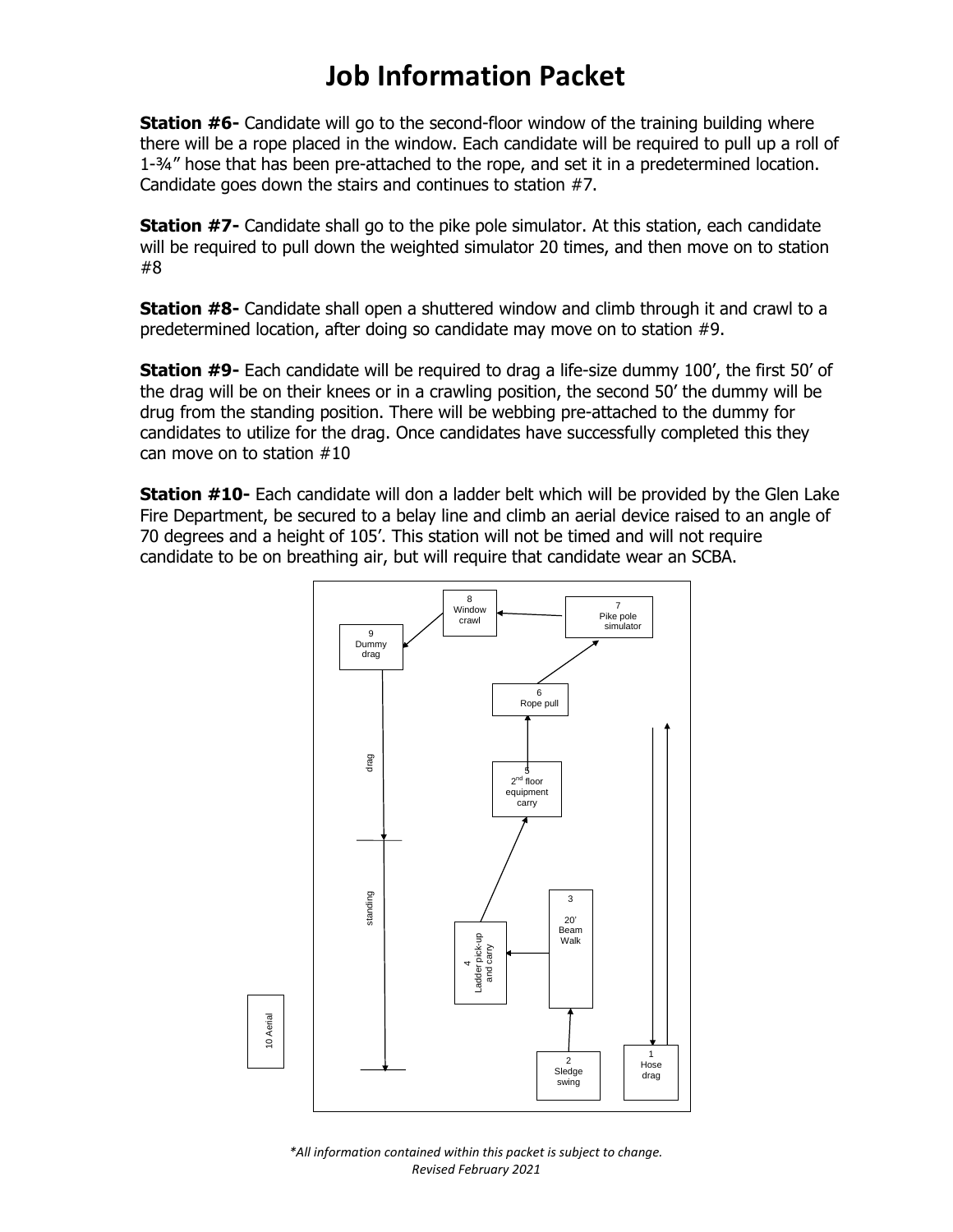**Station #6-** Candidate will go to the second-floor window of the training building where there will be a rope placed in the window. Each candidate will be required to pull up a roll of 1-¾" hose that has been pre-attached to the rope, and set it in a predetermined location. Candidate goes down the stairs and continues to station #7.

**Station #7-** Candidate shall go to the pike pole simulator. At this station, each candidate will be required to pull down the weighted simulator 20 times, and then move on to station #8

**Station #8-** Candidate shall open a shuttered window and climb through it and crawl to a predetermined location, after doing so candidate may move on to station #9.

**Station #9-** Each candidate will be required to drag a life-size dummy 100', the first 50' of the drag will be on their knees or in a crawling position, the second 50' the dummy will be drug from the standing position. There will be webbing pre-attached to the dummy for candidates to utilize for the drag. Once candidates have successfully completed this they can move on to station #10

**Station #10-** Each candidate will don a ladder belt which will be provided by the Glen Lake Fire Department, be secured to a belay line and climb an aerial device raised to an angle of 70 degrees and a height of 105'. This station will not be timed and will not require candidate to be on breathing air, but will require that candidate wear an SCBA.

1 Hose drag

2 Sledge swing

3 20' Beam Walk

4 Ladder pick-up and carry

5 2nd floor equipment carry

6 Rope pull

7 Pike pole simulator

8 Window crawl

9 Dummy drag

drag

standing

10 Aerial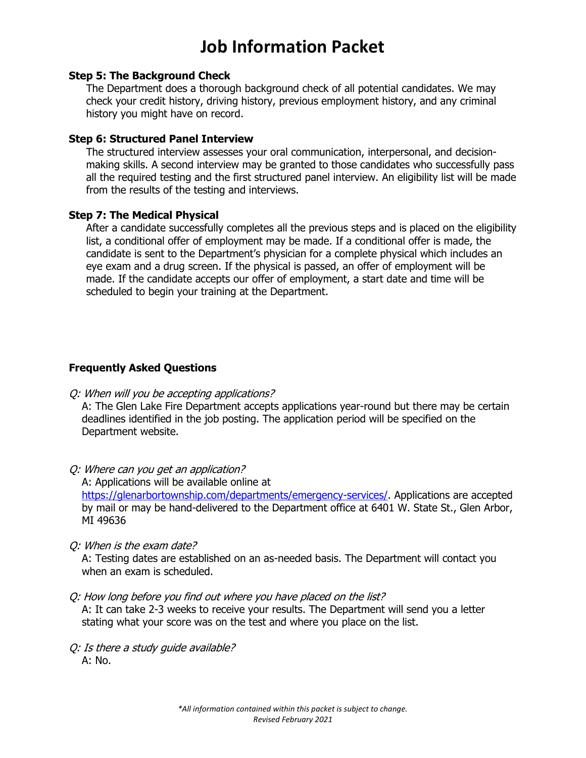# Job Information Packet

**Step 5: The Background Check**

The Department does a thorough background check of all potential candidates. We may check your credit history, driving history, previous employment history, and any criminal history you might have on record.

**Step 6: Structured Panel Interview**

The structured interview assesses your oral communication, interpersonal, and decision-making skills. A second interview may be granted to those candidates who successfully pass all the required testing and the first structured panel interview. An eligibility list will be made from the results of the testing and interviews.

**Step 7: The Medical Physical**

After a candidate successfully completes all the previous steps and is placed on the eligibility list, a conditional offer of employment may be made. If a conditional offer is made, the candidate is sent to the Department's physician for a complete physical which includes an eye exam and a drug screen. If the physical is passed, an offer of employment will be made. If the candidate accepts our offer of employment, a start date and time will be scheduled to begin your training at the Department.

**Frequently Asked Questions**

*Q: When will you be accepting applications?*

A: The Glen Lake Fire Department accepts applications year-round but there may be certain deadlines identified in the job posting. The application period will be specified on the Department website.

*Q: Where can you get an application?*

A: Applications will be available online at https://glenarbortownship.com/departments/emergency-services/. Applications are accepted by mail or may be hand-delivered to the Department office at 6401 W. State St., Glen Arbor, MI 49636

*Q: When is the exam date?*

A: Testing dates are established on an as-needed basis. The Department will contact you when an exam is scheduled.

*Q: How long before you find out where you have placed on the list?*

A: It can take 2-3 weeks to receive your results. The Department will send you a letter stating what your score was on the test and where you place on the list.

*Q: Is there a study guide available?*

A: No.

*\*All information contained within this packet is subject to change.*
*Revised February 2021*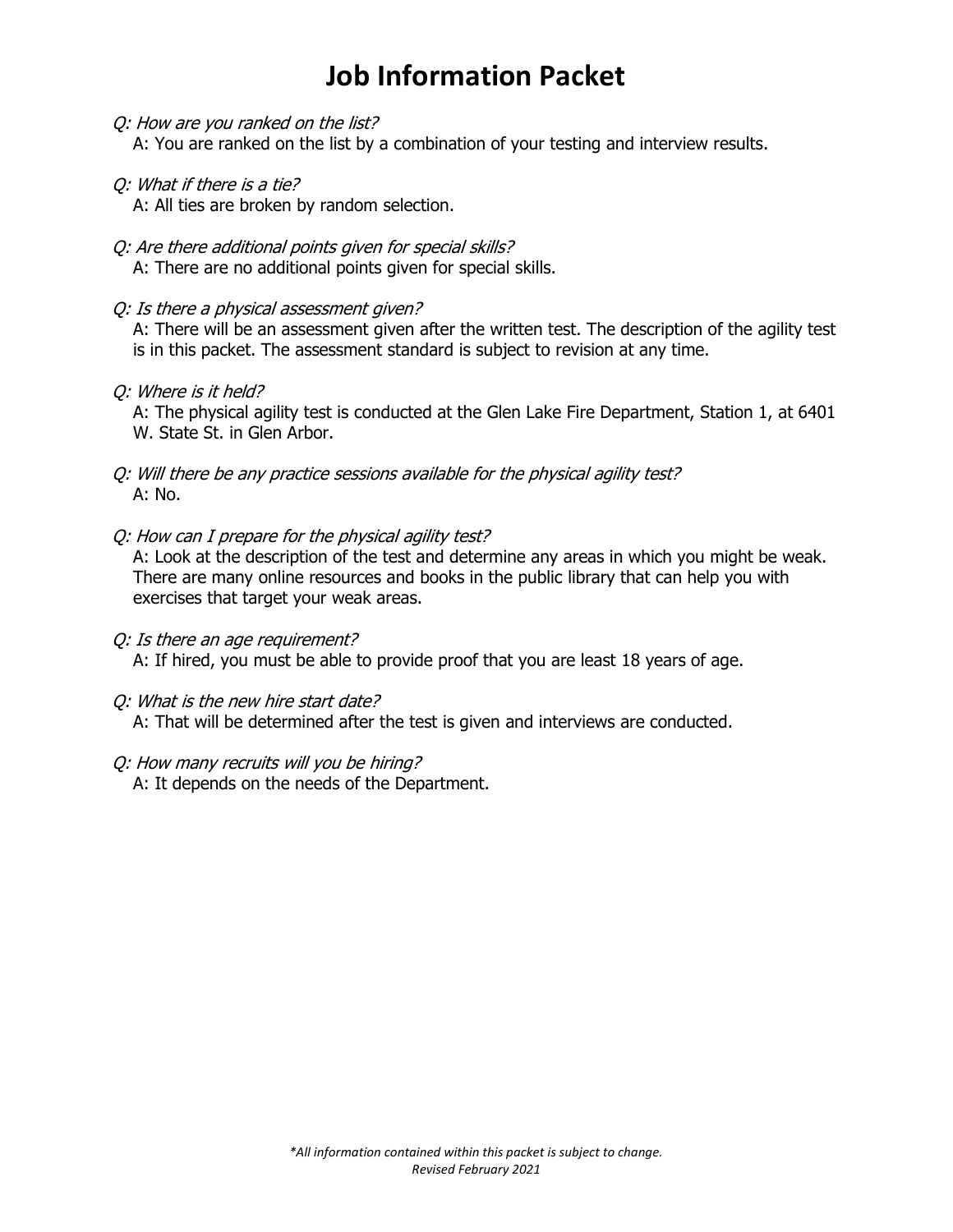# Job Information Packet

*Q: How are you ranked on the list?*
A: You are ranked on the list by a combination of your testing and interview results.

*Q: What if there is a tie?*
A: All ties are broken by random selection.

*Q: Are there additional points given for special skills?*
A: There are no additional points given for special skills.

*Q: Is there a physical assessment given?*
A: There will be an assessment given after the written test. The description of the agility test is in this packet. The assessment standard is subject to revision at any time.

*Q: Where is it held?*
A: The physical agility test is conducted at the Glen Lake Fire Department, Station 1, at 6401 W. State St. in Glen Arbor.

*Q: Will there be any practice sessions available for the physical agility test?*
A: No.

*Q: How can I prepare for the physical agility test?*
A: Look at the description of the test and determine any areas in which you might be weak. There are many online resources and books in the public library that can help you with exercises that target your weak areas.

*Q: Is there an age requirement?*
A: If hired, you must be able to provide proof that you are least 18 years of age.

*Q: What is the new hire start date?*
A: That will be determined after the test is given and interviews are conducted.

*Q: How many recruits will you be hiring?*
A: It depends on the needs of the Department.

*\*All information contained within this packet is subject to change.*
*Revised February 2021*